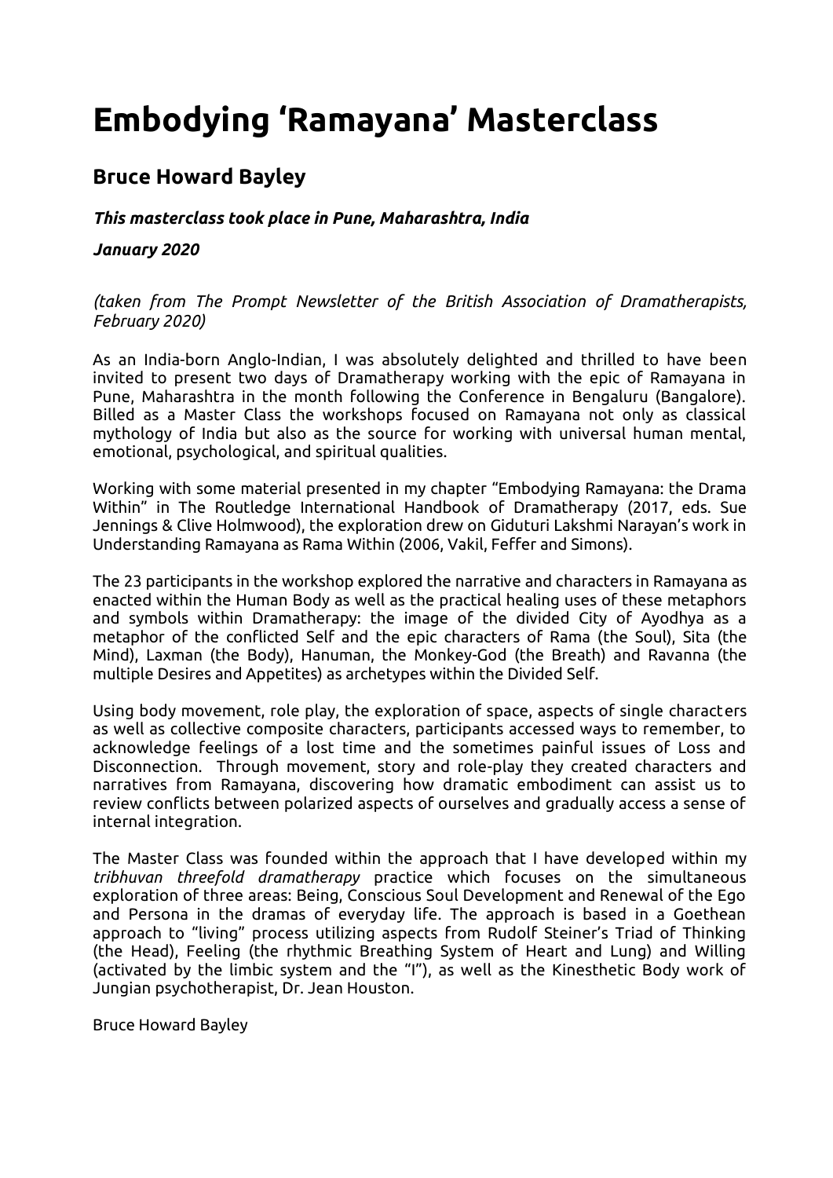# Embodying 'Ramayana' Masterclass

## Bruce Howard Bayley

***This masterclass took place in Pune, Maharashtra, India***

***January 2020***

*(taken from The Prompt Newsletter of the British Association of Dramatherapists, February 2020)*

As an India-born Anglo-Indian, I was absolutely delighted and thrilled to have been invited to present two days of Dramatherapy working with the epic of Ramayana in Pune, Maharashtra in the month following the Conference in Bengaluru (Bangalore). Billed as a Master Class the workshops focused on Ramayana not only as classical mythology of India but also as the source for working with universal human mental, emotional, psychological, and spiritual qualities.

Working with some material presented in my chapter "Embodying Ramayana: the Drama Within" in The Routledge International Handbook of Dramatherapy (2017, eds. Sue Jennings & Clive Holmwood), the exploration drew on Giduturi Lakshmi Narayan's work in Understanding Ramayana as Rama Within (2006, Vakil, Feffer and Simons).

The 23 participants in the workshop explored the narrative and characters in Ramayana as enacted within the Human Body as well as the practical healing uses of these metaphors and symbols within Dramatherapy: the image of the divided City of Ayodhya as a metaphor of the conflicted Self and the epic characters of Rama (the Soul), Sita (the Mind), Laxman (the Body), Hanuman, the Monkey-God (the Breath) and Ravanna (the multiple Desires and Appetites) as archetypes within the Divided Self.

Using body movement, role play, the exploration of space, aspects of single characters as well as collective composite characters, participants accessed ways to remember, to acknowledge feelings of a lost time and the sometimes painful issues of Loss and Disconnection. Through movement, story and role-play they created characters and narratives from Ramayana, discovering how dramatic embodiment can assist us to review conflicts between polarized aspects of ourselves and gradually access a sense of internal integration.

The Master Class was founded within the approach that I have developed within my *tribhuvan threefold dramatherapy* practice which focuses on the simultaneous exploration of three areas: Being, Conscious Soul Development and Renewal of the Ego and Persona in the dramas of everyday life. The approach is based in a Goethean approach to "living" process utilizing aspects from Rudolf Steiner's Triad of Thinking (the Head), Feeling (the rhythmic Breathing System of Heart and Lung) and Willing (activated by the limbic system and the "I"), as well as the Kinesthetic Body work of Jungian psychotherapist, Dr. Jean Houston.

Bruce Howard Bayley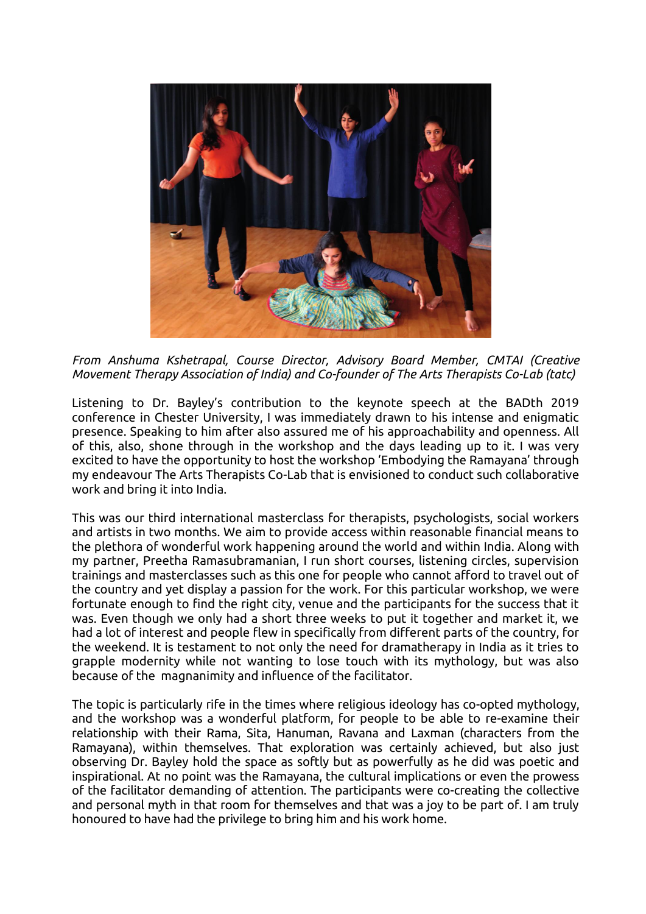*From Anshuma Kshetrapal, Course Director, Advisory Board Member, CMTAI (Creative Movement Therapy Association of India) and Co-founder of The Arts Therapists Co-Lab (tatc)*

Listening to Dr. Bayley's contribution to the keynote speech at the BADth 2019 conference in Chester University, I was immediately drawn to his intense and enigmatic presence. Speaking to him after also assured me of his approachability and openness. All of this, also, shone through in the workshop and the days leading up to it. I was very excited to have the opportunity to host the workshop 'Embodying the Ramayana' through my endeavour The Arts Therapists Co-Lab that is envisioned to conduct such collaborative work and bring it into India.

This was our third international masterclass for therapists, psychologists, social workers and artists in two months. We aim to provide access within reasonable financial means to the plethora of wonderful work happening around the world and within India. Along with my partner, Preetha Ramasubramanian, I run short courses, listening circles, supervision trainings and masterclasses such as this one for people who cannot afford to travel out of the country and yet display a passion for the work. For this particular workshop, we were fortunate enough to find the right city, venue and the participants for the success that it was. Even though we only had a short three weeks to put it together and market it, we had a lot of interest and people flew in specifically from different parts of the country, for the weekend. It is testament to not only the need for dramatherapy in India as it tries to grapple modernity while not wanting to lose touch with its mythology, but was also because of the magnanimity and influence of the facilitator.

The topic is particularly rife in the times where religious ideology has co-opted mythology, and the workshop was a wonderful platform, for people to be able to re-examine their relationship with their Rama, Sita, Hanuman, Ravana and Laxman (characters from the Ramayana), within themselves. That exploration was certainly achieved, but also just observing Dr. Bayley hold the space as softly but as powerfully as he did was poetic and inspirational. At no point was the Ramayana, the cultural implications or even the prowess of the facilitator demanding of attention. The participants were co-creating the collective and personal myth in that room for themselves and that was a joy to be part of. I am truly honoured to have had the privilege to bring him and his work home.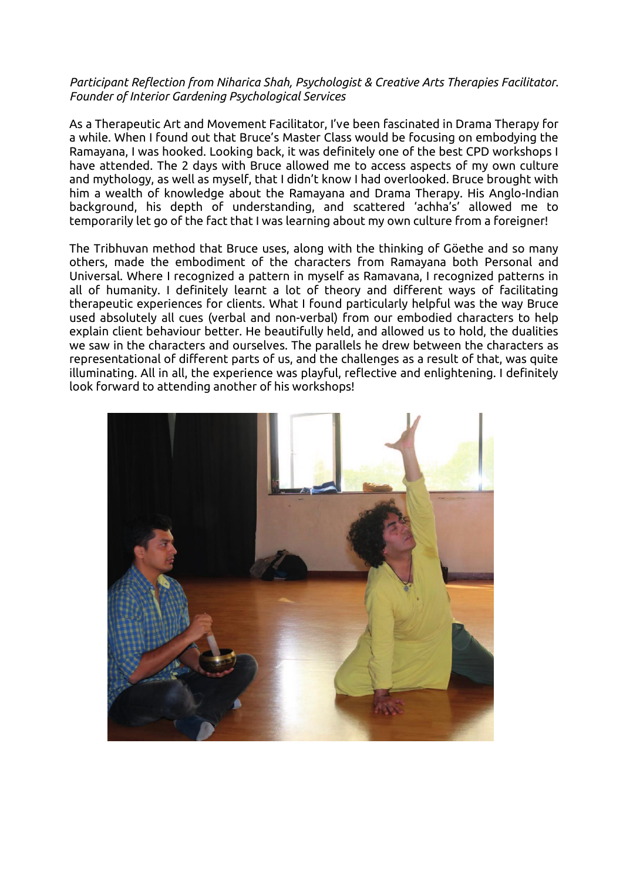*Participant Reflection from Niharica Shah, Psychologist & Creative Arts Therapies Facilitator. Founder of Interior Gardening Psychological Services*

As a Therapeutic Art and Movement Facilitator, I've been fascinated in Drama Therapy for a while. When I found out that Bruce's Master Class would be focusing on embodying the Ramayana, I was hooked. Looking back, it was definitely one of the best CPD workshops I have attended. The 2 days with Bruce allowed me to access aspects of my own culture and mythology, as well as myself, that I didn't know I had overlooked. Bruce brought with him a wealth of knowledge about the Ramayana and Drama Therapy. His Anglo-Indian background, his depth of understanding, and scattered 'achha's' allowed me to temporarily let go of the fact that I was learning about my own culture from a foreigner!

The Tribhuvan method that Bruce uses, along with the thinking of Göethe and so many others, made the embodiment of the characters from Ramayana both Personal and Universal. Where I recognized a pattern in myself as Ramavana, I recognized patterns in all of humanity. I definitely learnt a lot of theory and different ways of facilitating therapeutic experiences for clients. What I found particularly helpful was the way Bruce used absolutely all cues (verbal and non-verbal) from our embodied characters to help explain client behaviour better. He beautifully held, and allowed us to hold, the dualities we saw in the characters and ourselves. The parallels he drew between the characters as representational of different parts of us, and the challenges as a result of that, was quite illuminating. All in all, the experience was playful, reflective and enlightening. I definitely look forward to attending another of his workshops!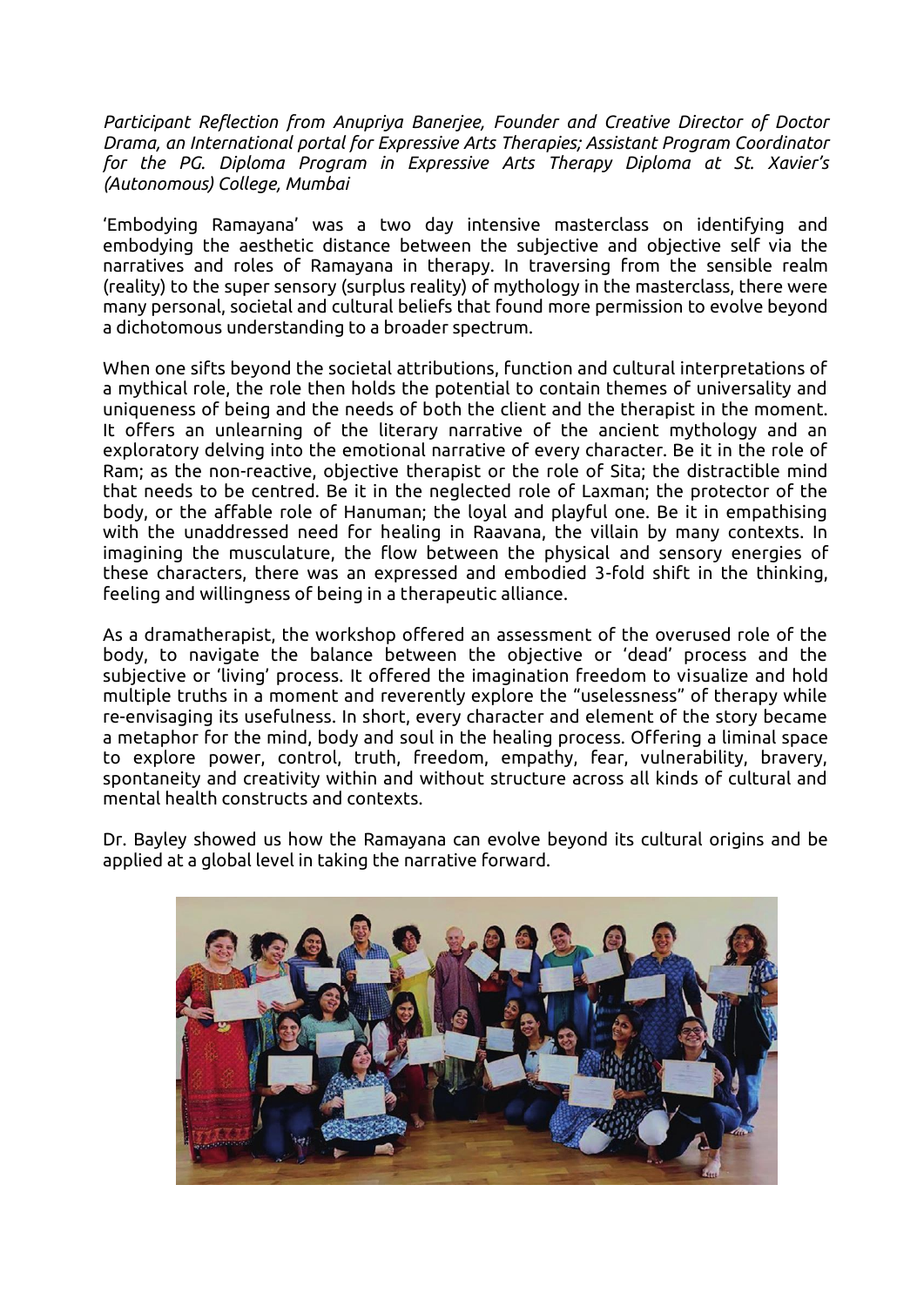*Participant Reflection from Anupriya Banerjee, Founder and Creative Director of Doctor Drama, an International portal for Expressive Arts Therapies; Assistant Program Coordinator for the PG. Diploma Program in Expressive Arts Therapy Diploma at St. Xavier's (Autonomous) College, Mumbai*

'Embodying Ramayana' was a two day intensive masterclass on identifying and embodying the aesthetic distance between the subjective and objective self via the narratives and roles of Ramayana in therapy. In traversing from the sensible realm (reality) to the super sensory (surplus reality) of mythology in the masterclass, there were many personal, societal and cultural beliefs that found more permission to evolve beyond a dichotomous understanding to a broader spectrum.

When one sifts beyond the societal attributions, function and cultural interpretations of a mythical role, the role then holds the potential to contain themes of universality and uniqueness of being and the needs of both the client and the therapist in the moment. It offers an unlearning of the literary narrative of the ancient mythology and an exploratory delving into the emotional narrative of every character. Be it in the role of Ram; as the non-reactive, objective therapist or the role of Sita; the distractible mind that needs to be centred. Be it in the neglected role of Laxman; the protector of the body, or the affable role of Hanuman; the loyal and playful one. Be it in empathising with the unaddressed need for healing in Raavana, the villain by many contexts. In imagining the musculature, the flow between the physical and sensory energies of these characters, there was an expressed and embodied 3-fold shift in the thinking, feeling and willingness of being in a therapeutic alliance.

As a dramatherapist, the workshop offered an assessment of the overused role of the body, to navigate the balance between the objective or 'dead' process and the subjective or 'living' process. It offered the imagination freedom to visualize and hold multiple truths in a moment and reverently explore the "uselessness" of therapy while re-envisaging its usefulness. In short, every character and element of the story became a metaphor for the mind, body and soul in the healing process. Offering a liminal space to explore power, control, truth, freedom, empathy, fear, vulnerability, bravery, spontaneity and creativity within and without structure across all kinds of cultural and mental health constructs and contexts.

Dr. Bayley showed us how the Ramayana can evolve beyond its cultural origins and be applied at a global level in taking the narrative forward.